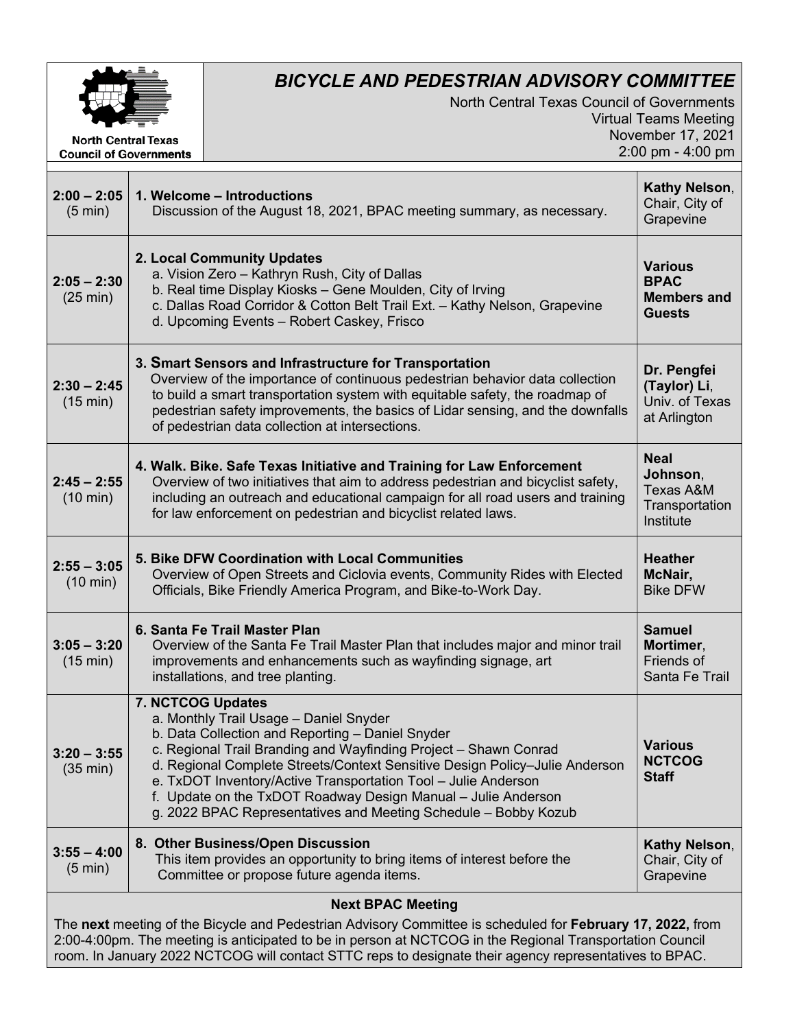# BICYCLE AND PEDESTRIAN ADVISORY COMMITTEE

North Central Texas Council of Governments

North Central Texas Council of Governments
Virtual Teams Meeting
November 17, 2021
2:00 pm - 4:00 pm

| Time | Agenda Item | Presenter |
|---|---|---|
| 2:00 – 2:05 (5 min) | **1. Welcome – Introductions**<br>Discussion of the August 18, 2021, BPAC meeting summary, as necessary. | **Kathy Nelson**, Chair, City of Grapevine |
| 2:05 – 2:30 (25 min) | **2. Local Community Updates**<br>a. Vision Zero – Kathryn Rush, City of Dallas<br>b. Real time Display Kiosks – Gene Moulden, City of Irving<br>c. Dallas Road Corridor & Cotton Belt Trail Ext. – Kathy Nelson, Grapevine<br>d. Upcoming Events – Robert Caskey, Frisco | **Various BPAC Members and Guests** |
| 2:30 – 2:45 (15 min) | **3. Smart Sensors and Infrastructure for Transportation**<br>Overview of the importance of continuous pedestrian behavior data collection to build a smart transportation system with equitable safety, the roadmap of pedestrian safety improvements, the basics of Lidar sensing, and the downfalls of pedestrian data collection at intersections. | **Dr. Pengfei (Taylor) Li**, Univ. of Texas at Arlington |
| 2:45 – 2:55 (10 min) | **4. Walk. Bike. Safe Texas Initiative and Training for Law Enforcement**<br>Overview of two initiatives that aim to address pedestrian and bicyclist safety, including an outreach and educational campaign for all road users and training for law enforcement on pedestrian and bicyclist related laws. | **Neal Johnson**, Texas A&M Transportation Institute |
| 2:55 – 3:05 (10 min) | **5. Bike DFW Coordination with Local Communities**<br>Overview of Open Streets and Ciclovia events, Community Rides with Elected Officials, Bike Friendly America Program, and Bike-to-Work Day. | **Heather McNair,** Bike DFW |
| 3:05 – 3:20 (15 min) | **6. Santa Fe Trail Master Plan**<br>Overview of the Santa Fe Trail Master Plan that includes major and minor trail improvements and enhancements such as wayfinding signage, art installations, and tree planting. | **Samuel Mortimer**, Friends of Santa Fe Trail |
| 3:20 – 3:55 (35 min) | **7. NCTCOG Updates**<br>a. Monthly Trail Usage – Daniel Snyder<br>b. Data Collection and Reporting – Daniel Snyder<br>c. Regional Trail Branding and Wayfinding Project – Shawn Conrad<br>d. Regional Complete Streets/Context Sensitive Design Policy–Julie Anderson<br>e. TxDOT Inventory/Active Transportation Tool – Julie Anderson<br>f. Update on the TxDOT Roadway Design Manual – Julie Anderson<br>g. 2022 BPAC Representatives and Meeting Schedule – Bobby Kozub | **Various NCTCOG Staff** |
| 3:55 – 4:00 (5 min) | **8. Other Business/Open Discussion**<br>This item provides an opportunity to bring items of interest before the Committee or propose future agenda items. | **Kathy Nelson**, Chair, City of Grapevine |

**Next BPAC Meeting**

The **next** meeting of the Bicycle and Pedestrian Advisory Committee is scheduled for **February 17, 2022,** from 2:00-4:00pm. The meeting is anticipated to be in person at NCTCOG in the Regional Transportation Council room. In January 2022 NCTCOG will contact STTC reps to designate their agency representatives to BPAC.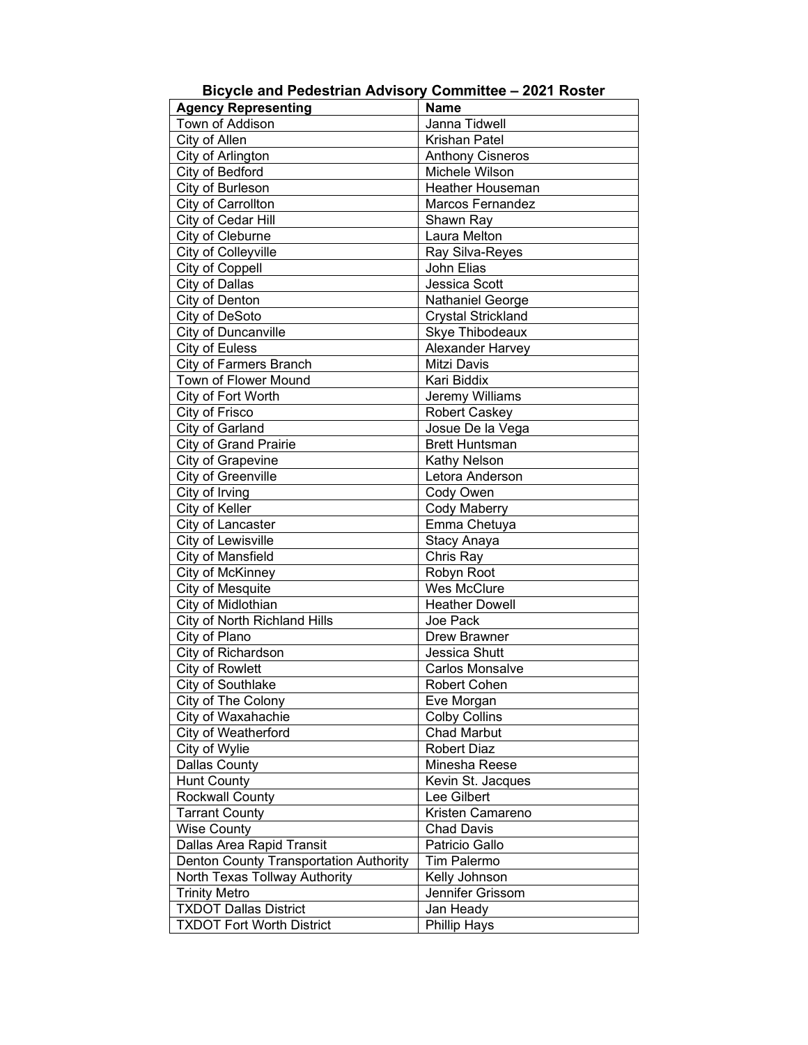# Bicycle and Pedestrian Advisory Committee – 2021 Roster

| Agency Representing | Name |
|---|---|
| Town of Addison | Janna Tidwell |
| City of Allen | Krishan Patel |
| City of Arlington | Anthony Cisneros |
| City of Bedford | Michele Wilson |
| City of Burleson | Heather Houseman |
| City of Carrollton | Marcos Fernandez |
| City of Cedar Hill | Shawn Ray |
| City of Cleburne | Laura Melton |
| City of Colleyville | Ray Silva-Reyes |
| City of Coppell | John Elias |
| City of Dallas | Jessica Scott |
| City of Denton | Nathaniel George |
| City of DeSoto | Crystal Strickland |
| City of Duncanville | Skye Thibodeaux |
| City of Euless | Alexander Harvey |
| City of Farmers Branch | Mitzi Davis |
| Town of Flower Mound | Kari Biddix |
| City of Fort Worth | Jeremy Williams |
| City of Frisco | Robert Caskey |
| City of Garland | Josue De la Vega |
| City of Grand Prairie | Brett Huntsman |
| City of Grapevine | Kathy Nelson |
| City of Greenville | Letora Anderson |
| City of Irving | Cody Owen |
| City of Keller | Cody Maberry |
| City of Lancaster | Emma Chetuya |
| City of Lewisville | Stacy Anaya |
| City of Mansfield | Chris Ray |
| City of McKinney | Robyn Root |
| City of Mesquite | Wes McClure |
| City of Midlothian | Heather Dowell |
| City of North Richland Hills | Joe Pack |
| City of Plano | Drew Brawner |
| City of Richardson | Jessica Shutt |
| City of Rowlett | Carlos Monsalve |
| City of Southlake | Robert Cohen |
| City of The Colony | Eve Morgan |
| City of Waxahachie | Colby Collins |
| City of Weatherford | Chad Marbut |
| City of Wylie | Robert Diaz |
| Dallas County | Minesha Reese |
| Hunt County | Kevin St. Jacques |
| Rockwall County | Lee Gilbert |
| Tarrant County | Kristen Camareno |
| Wise County | Chad Davis |
| Dallas Area Rapid Transit | Patricio Gallo |
| Denton County Transportation Authority | Tim Palermo |
| North Texas Tollway Authority | Kelly Johnson |
| Trinity Metro | Jennifer Grissom |
| TXDOT Dallas District | Jan Heady |
| TXDOT Fort Worth District | Phillip Hays |